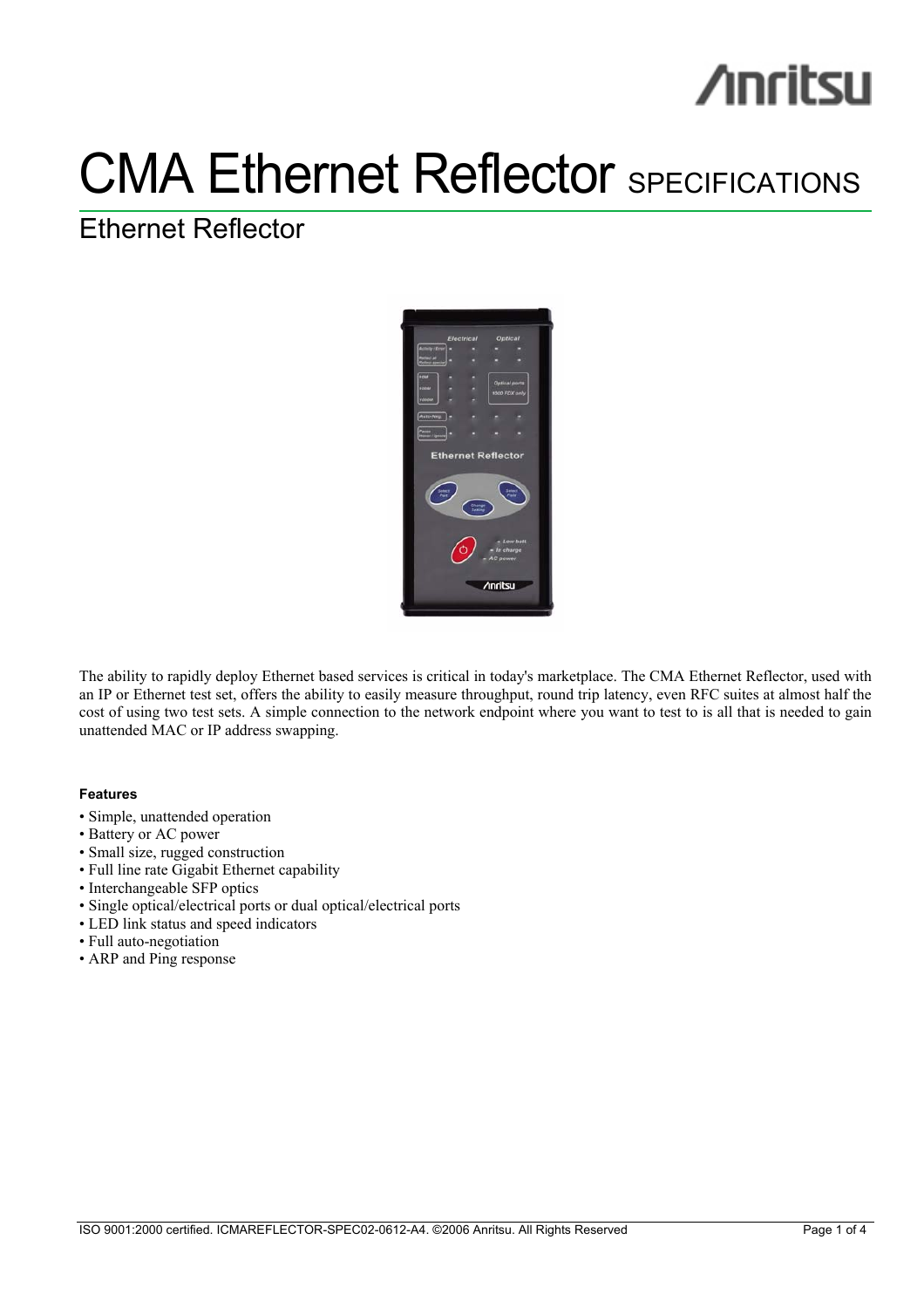# CMA Ethernet Reflector SPECIFICATIONS

## Ethernet Reflector

The ability to rapidly deploy Ethernet based services is critical in today's marketplace. The CMA Ethernet Reflector, used with an IP or Ethernet test set, offers the ability to easily measure throughput, round trip latency, even RFC suites at almost half the cost of using two test sets. A simple connection to the network endpoint where you want to test to is all that is needed to gain unattended MAC or IP address swapping.

**Features**

- Simple, unattended operation
- Battery or AC power
- Small size, rugged construction
- Full line rate Gigabit Ethernet capability
- Interchangeable SFP optics
- Single optical/electrical ports or dual optical/electrical ports
- LED link status and speed indicators
- Full auto-negotiation
- ARP and Ping response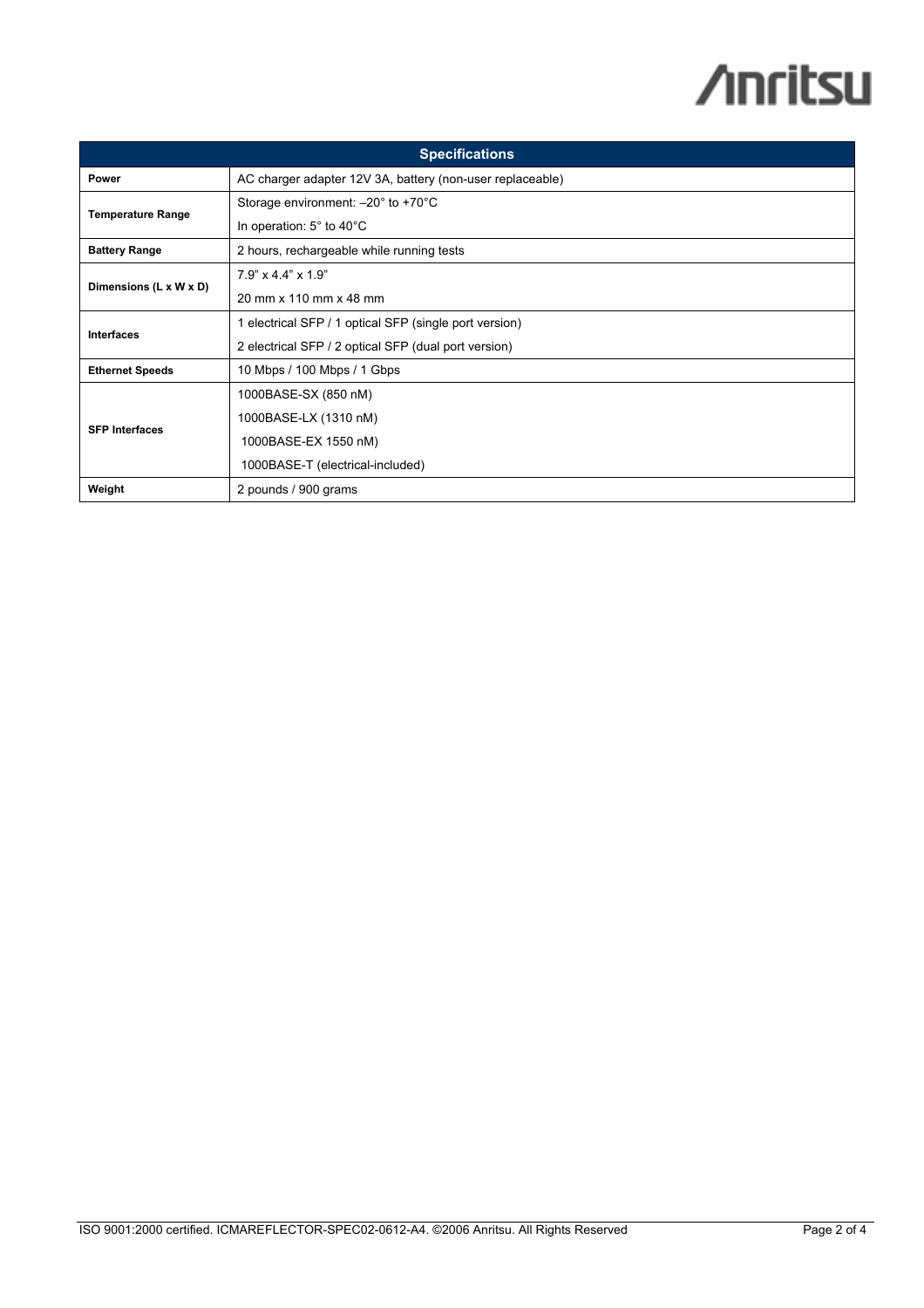| Specifications | |
|---|---|
| **Power** | AC charger adapter 12V 3A, battery (non-user replaceable) |
| **Temperature Range** | Storage environment: –20° to +70°C<br>In operation: 5° to 40°C |
| **Battery Range** | 2 hours, rechargeable while running tests |
| **Dimensions (L x W x D)** | 7.9" x 4.4" x 1.9"<br>20 mm x 110 mm x 48 mm |
| **Interfaces** | 1 electrical SFP / 1 optical SFP (single port version)<br>2 electrical SFP / 2 optical SFP (dual port version) |
| **Ethernet Speeds** | 10 Mbps / 100 Mbps / 1 Gbps |
| **SFP Interfaces** | 1000BASE-SX (850 nM)<br>1000BASE-LX (1310 nM)<br>1000BASE-EX 1550 nM)<br>1000BASE-T (electrical-included) |
| **Weight** | 2 pounds / 900 grams |

ISO 9001:2000 certified. ICMAREFLECTOR-SPEC02-0612-A4. ©2006 Anritsu. All Rights Reserved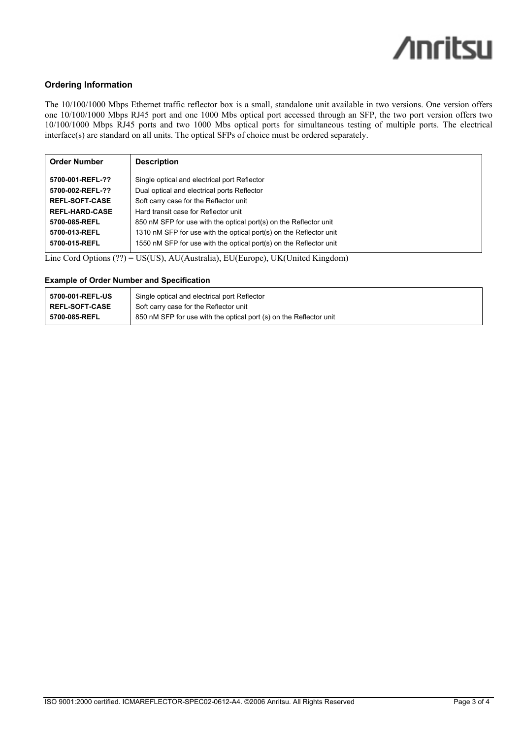## Ordering Information

The 10/100/1000 Mbps Ethernet traffic reflector box is a small, standalone unit available in two versions. One version offers one 10/100/1000 Mbps RJ45 port and one 1000 Mbs optical port accessed through an SFP, the two port version offers two 10/100/1000 Mbps RJ45 ports and two 1000 Mbs optical ports for simultaneous testing of multiple ports. The electrical interface(s) are standard on all units. The optical SFPs of choice must be ordered separately.

| Order Number | Description |
|---|---|
| **5700-001-REFL-??** | Single optical and electrical port Reflector |
| **5700-002-REFL-??** | Dual optical and electrical ports Reflector |
| **REFL-SOFT-CASE** | Soft carry case for the Reflector unit |
| **REFL-HARD-CASE** | Hard transit case for Reflector unit |
| **5700-085-REFL** | 850 nM SFP for use with the optical port(s) on the Reflector unit |
| **5700-013-REFL** | 1310 nM SFP for use with the optical port(s) on the Reflector unit |
| **5700-015-REFL** | 1550 nM SFP for use with the optical port(s) on the Reflector unit |

Line Cord Options (??) = US(US), AU(Australia), EU(Europe), UK(United Kingdom)

### Example of Order Number and Specification

| | |
|---|---|
| **5700-001-REFL-US** | Single optical and electrical port Reflector |
| **REFL-SOFT-CASE** | Soft carry case for the Reflector unit |
| **5700-085-REFL** | 850 nM SFP for use with the optical port (s) on the Reflector unit |

ISO 9001:2000 certified. ICMAREFLECTOR-SPEC02-0612-A4. ©2006 Anritsu. All Rights Reserved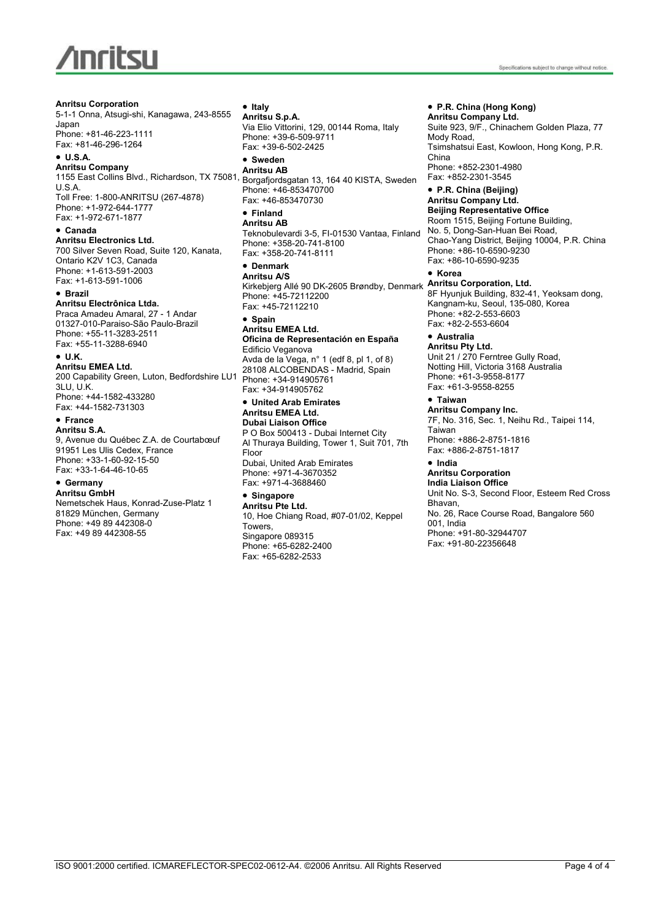Specifications subject to change without notice.

**Anritsu Corporation**
5-1-1 Onna, Atsugi-shi, Kanagawa, 243-8555 Japan
Phone: +81-46-223-1111
Fax: +81-46-296-1264

- **U.S.A.**

**Anritsu Company**
1155 East Collins Blvd., Richardson, TX 75081, U.S.A.
Toll Free: 1-800-ANRITSU (267-4878)
Phone: +1-972-644-1777
Fax: +1-972-671-1877

- **Canada**

**Anritsu Electronics Ltd.**
700 Silver Seven Road, Suite 120, Kanata, Ontario K2V 1C3, Canada
Phone: +1-613-591-2003
Fax: +1-613-591-1006

- **Brazil**

**Anritsu Electrônica Ltda.**
Praca Amadeu Amaral, 27 - 1 Andar
01327-010-Paraiso-São Paulo-Brazil
Phone: +55-11-3283-2511
Fax: +55-11-3288-6940

- **U.K.**

**Anritsu EMEA Ltd.**
200 Capability Green, Luton, Bedfordshire LU1 3LU, U.K.
Phone: +44-1582-433280
Fax: +44-1582-731303

- **France**

**Anritsu S.A.**
9, Avenue du Québec Z.A. de Courtabœuf
91951 Les Ulis Cedex, France
Phone: +33-1-60-92-15-50
Fax: +33-1-64-46-10-65

- **Germany**

**Anritsu GmbH**
Nemetschek Haus, Konrad-Zuse-Platz 1
81829 München, Germany
Phone: +49 89 442308-0
Fax: +49 89 442308-55

- **Italy**

**Anritsu S.p.A.**
Via Elio Vittorini, 129, 00144 Roma, Italy
Phone: +39-6-509-9711
Fax: +39-6-502-2425

- **Sweden**

**Anritsu AB**
Borgafjordsgatan 13, 164 40 KISTA, Sweden
Phone: +46-853470700
Fax: +46-853470730

- **Finland**

**Anritsu AB**
Teknobulevardi 3-5, FI-01530 Vantaa, Finland
Phone: +358-20-741-8100
Fax: +358-20-741-8111

- **Denmark**

**Anritsu A/S**
Kirkebjerg Allé 90 DK-2605 Brøndby, Denmark
Phone: +45-72112200
Fax: +45-72112210

- **Spain**

**Anritsu EMEA Ltd.**
**Oficina de Representación en España**
Edificio Veganova
Avda de la Vega, n° 1 (edf 8, pl 1, of 8)
28108 ALCOBENDAS - Madrid, Spain
Phone: +34-914905761
Fax: +34-914905762

- **United Arab Emirates**

**Anritsu EMEA Ltd.**
**Dubai Liaison Office**
P O Box 500413 - Dubai Internet City
Al Thuraya Building, Tower 1, Suit 701, 7th Floor
Dubai, United Arab Emirates
Phone: +971-4-3670352
Fax: +971-4-3688460

- **Singapore**

**Anritsu Pte Ltd.**
10, Hoe Chiang Road, #07-01/02, Keppel Towers,
Singapore 089315
Phone: +65-6282-2400
Fax: +65-6282-2533

- **P.R. China (Hong Kong)**

**Anritsu Company Ltd.**
Suite 923, 9/F., Chinachem Golden Plaza, 77 Mody Road,
Tsimshatsui East, Kowloon, Hong Kong, P.R. China
Phone: +852-2301-4980
Fax: +852-2301-3545

- **P.R. China (Beijing)**

**Anritsu Company Ltd.**
**Beijing Representative Office**
Room 1515, Beijing Fortune Building,
No. 5, Dong-San-Huan Bei Road,
Chao-Yang District, Beijing 10004, P.R. China
Phone: +86-10-6590-9230
Fax: +86-10-6590-9235

- **Korea**

**Anritsu Corporation, Ltd.**
8F Hyunjuk Building, 832-41, Yeoksam dong,
Kangnam-ku, Seoul, 135-080, Korea
Phone: +82-2-553-6603
Fax: +82-2-553-6604

- **Australia**

**Anritsu Pty Ltd.**
Unit 21 / 270 Ferntree Gully Road,
Notting Hill, Victoria 3168 Australia
Phone: +61-3-9558-8177
Fax: +61-3-9558-8255

- **Taiwan**

**Anritsu Company Inc.**
7F, No. 316, Sec. 1, Neihu Rd., Taipei 114, Taiwan
Phone: +886-2-8751-1816
Fax: +886-2-8751-1817

- **India**

**Anritsu Corporation**
**India Liaison Office**
Unit No. S-3, Second Floor, Esteem Red Cross Bhavan,
No. 26, Race Course Road, Bangalore 560 001, India
Phone: +91-80-32944707
Fax: +91-80-22356648

ISO 9001:2000 certified. ICMAREFLECTOR-SPEC02-0612-A4. ©2006 Anritsu. All Rights Reserved